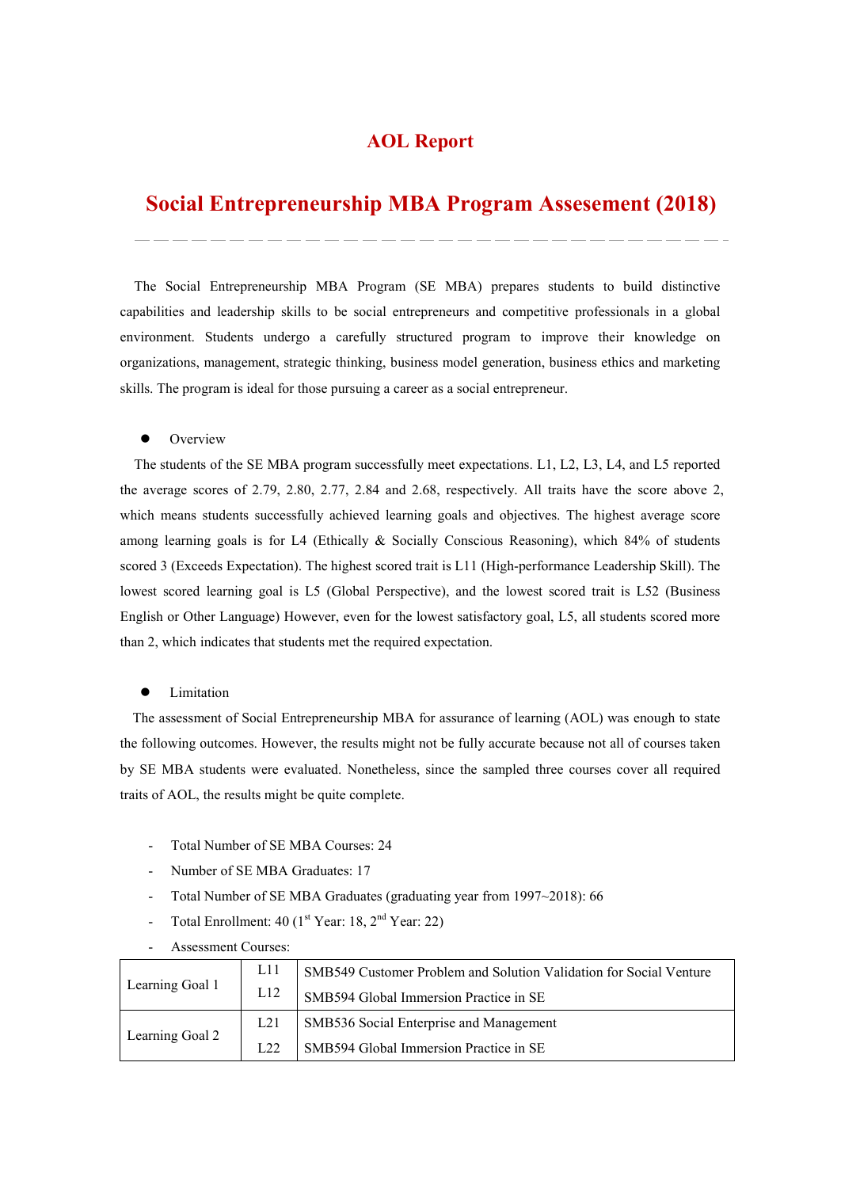# AOL Report

## Social Entrepreneurship MBA Program Assesement (2018)

The Social Entrepreneurship MBA Program (SE MBA) prepares students to build distinctive capabilities and leadership skills to be social entrepreneurs and competitive professionals in a global environment. Students undergo a carefully structured program to improve their knowledge on organizations, management, strategic thinking, business model generation, business ethics and marketing skills. The program is ideal for those pursuing a career as a social entrepreneur.

- Overview

The students of the SE MBA program successfully meet expectations. L1, L2, L3, L4, and L5 reported the average scores of 2.79, 2.80, 2.77, 2.84 and 2.68, respectively. All traits have the score above 2, which means students successfully achieved learning goals and objectives. The highest average score among learning goals is for L4 (Ethically & Socially Conscious Reasoning), which 84% of students scored 3 (Exceeds Expectation). The highest scored trait is L11 (High-performance Leadership Skill). The lowest scored learning goal is L5 (Global Perspective), and the lowest scored trait is L52 (Business English or Other Language) However, even for the lowest satisfactory goal, L5, all students scored more than 2, which indicates that students met the required expectation.

- Limitation

The assessment of Social Entrepreneurship MBA for assurance of learning (AOL) was enough to state the following outcomes. However, the results might not be fully accurate because not all of courses taken by SE MBA students were evaluated. Nonetheless, since the sampled three courses cover all required traits of AOL, the results might be quite complete.

- Total Number of SE MBA Courses: 24
- Number of SE MBA Graduates: 17
- Total Number of SE MBA Graduates (graduating year from 1997~2018): 66
- Total Enrollment: 40 (1st Year: 18, 2nd Year: 22)
- Assessment Courses:

| | | |
|---|---|---|
| Learning Goal 1 | L11 | SMB549 Customer Problem and Solution Validation for Social Venture |
| | L12 | SMB594 Global Immersion Practice in SE |
| Learning Goal 2 | L21 | SMB536 Social Enterprise and Management |
| | L22 | SMB594 Global Immersion Practice in SE |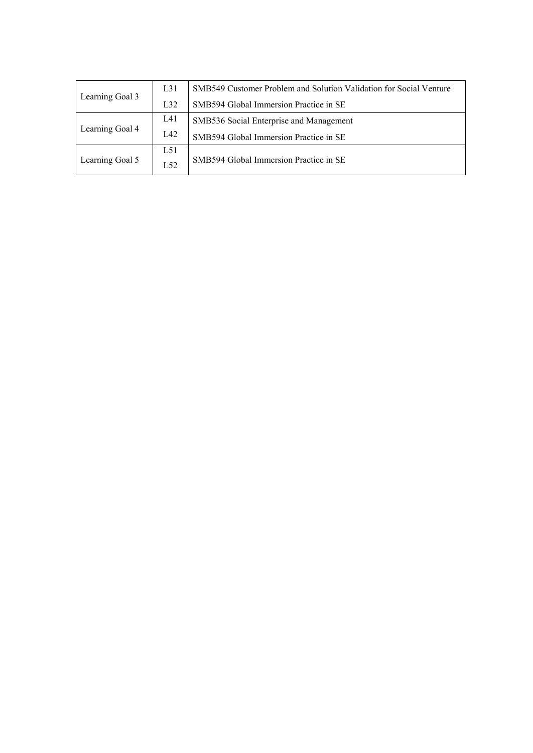| | | |
|---|---|---|
| Learning Goal 3 | L31 | SMB549 Customer Problem and Solution Validation for Social Venture |
| | L32 | SMB594 Global Immersion Practice in SE |
| Learning Goal 4 | L41 | SMB536 Social Enterprise and Management |
| | L42 | SMB594 Global Immersion Practice in SE |
| Learning Goal 5 | L51 | SMB594 Global Immersion Practice in SE |
| | L52 | |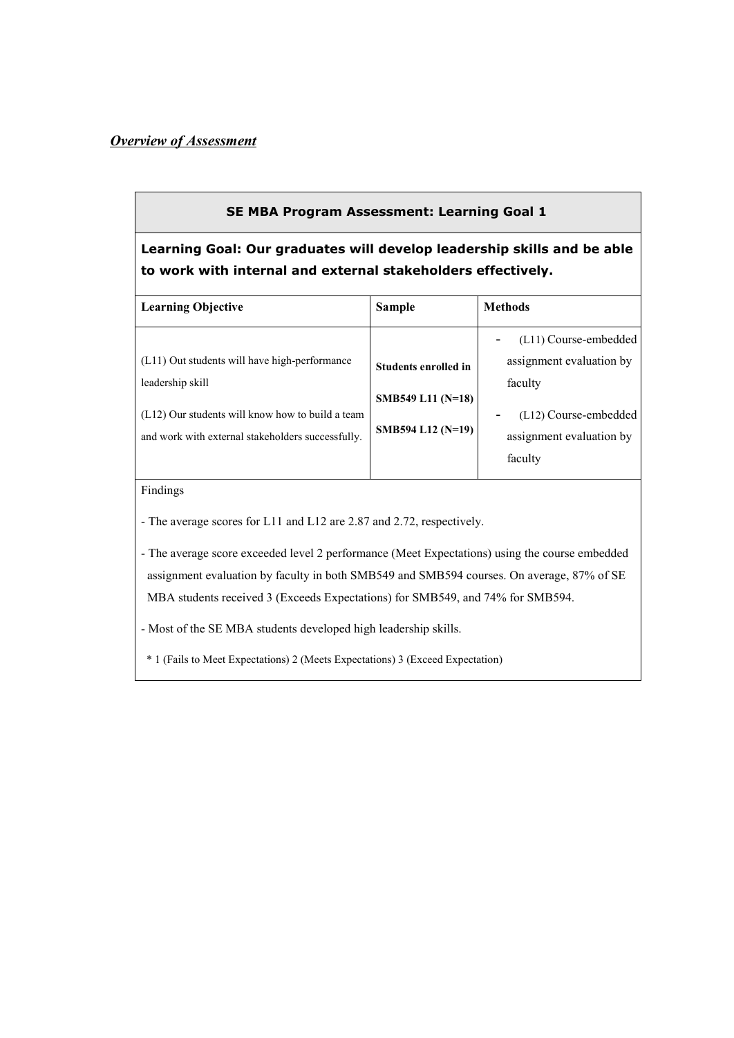***Overview of Assessment***

| SE MBA Program Assessment: Learning Goal 1 | | |
|---|---|---|
| **Learning Goal: Our graduates will develop leadership skills and be able to work with internal and external stakeholders effectively.** | | |
| **Learning Objective** | **Sample** | **Methods** |
| (L11) Out students will have high-performance leadership skill<br><br>(L12) Our students will know how to build a team and work with external stakeholders successfully. | **Students enrolled in**<br><br>**SMB549 L11 (N=18)**<br><br>**SMB594 L12 (N=19)** | - (L11) Course-embedded assignment evaluation by faculty<br>- (L12) Course-embedded assignment evaluation by faculty |
| Findings<br><br>- The average scores for L11 and L12 are 2.87 and 2.72, respectively.<br><br>- The average score exceeded level 2 performance (Meet Expectations) using the course embedded assignment evaluation by faculty in both SMB549 and SMB594 courses. On average, 87% of SE MBA students received 3 (Exceeds Expectations) for SMB549, and 74% for SMB594.<br><br>- Most of the SE MBA students developed high leadership skills.<br><br>* 1 (Fails to Meet Expectations) 2 (Meets Expectations) 3 (Exceed Expectation) | | |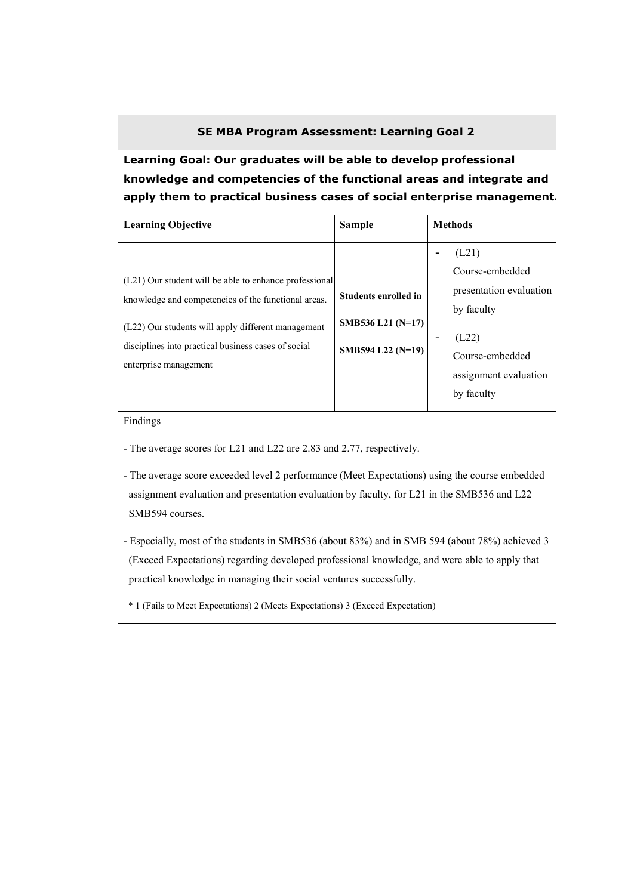## SE MBA Program Assessment: Learning Goal 2

**Learning Goal: Our graduates will be able to develop professional knowledge and competencies of the functional areas and integrate and apply them to practical business cases of social enterprise management.**

| Learning Objective | Sample | Methods |
|---|---|---|
| (L21) Our student will be able to enhance professional knowledge and competencies of the functional areas.<br>(L22) Our students will apply different management disciplines into practical business cases of social enterprise management | **Students enrolled in**<br>**SMB536 L21 (N=17)**<br>**SMB594 L22 (N=19)** | - (L21) Course-embedded presentation evaluation by faculty<br>- (L22) Course-embedded assignment evaluation by faculty |

Findings

- The average scores for L21 and L22 are 2.83 and 2.77, respectively.
- The average score exceeded level 2 performance (Meet Expectations) using the course embedded assignment evaluation and presentation evaluation by faculty, for L21 in the SMB536 and L22 SMB594 courses.
- Especially, most of the students in SMB536 (about 83%) and in SMB 594 (about 78%) achieved 3 (Exceed Expectations) regarding developed professional knowledge, and were able to apply that practical knowledge in managing their social ventures successfully.

\* 1 (Fails to Meet Expectations) 2 (Meets Expectations) 3 (Exceed Expectation)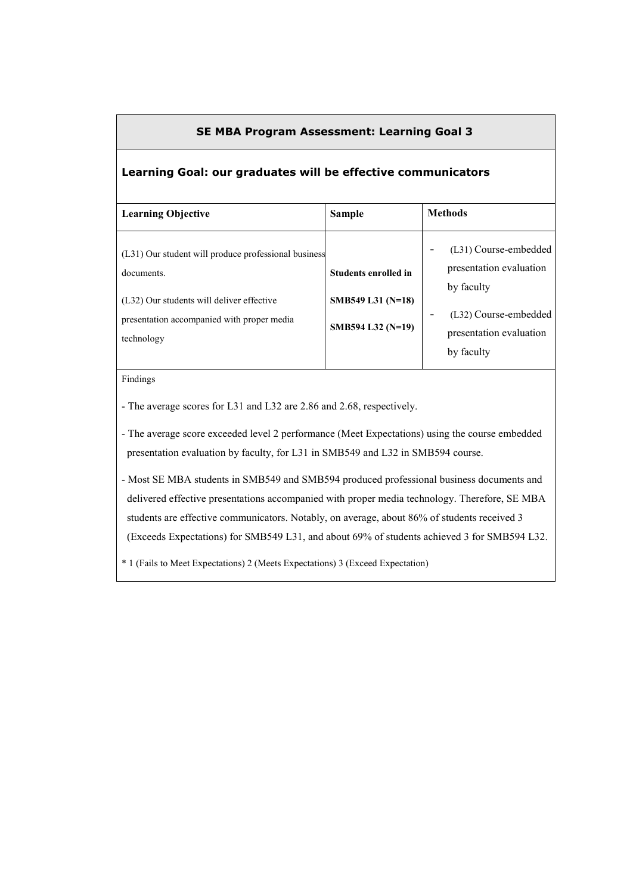## SE MBA Program Assessment: Learning Goal 3

### Learning Goal: our graduates will be effective communicators

| Learning Objective | Sample | Methods |
|---|---|---|
| (L31) Our student will produce professional business documents.<br><br>(L32) Our students will deliver effective presentation accompanied with proper media technology | **Students enrolled in**<br><br>**SMB549 L31 (N=18)**<br><br>**SMB594 L32 (N=19)** | - (L31) Course-embedded presentation evaluation by faculty<br>- (L32) Course-embedded presentation evaluation by faculty |

Findings

- The average scores for L31 and L32 are 2.86 and 2.68, respectively.
- The average score exceeded level 2 performance (Meet Expectations) using the course embedded presentation evaluation by faculty, for L31 in SMB549 and L32 in SMB594 course.
- Most SE MBA students in SMB549 and SMB594 produced professional business documents and delivered effective presentations accompanied with proper media technology. Therefore, SE MBA students are effective communicators. Notably, on average, about 86% of students received 3 (Exceeds Expectations) for SMB549 L31, and about 69% of students achieved 3 for SMB594 L32.

* 1 (Fails to Meet Expectations) 2 (Meets Expectations) 3 (Exceed Expectation)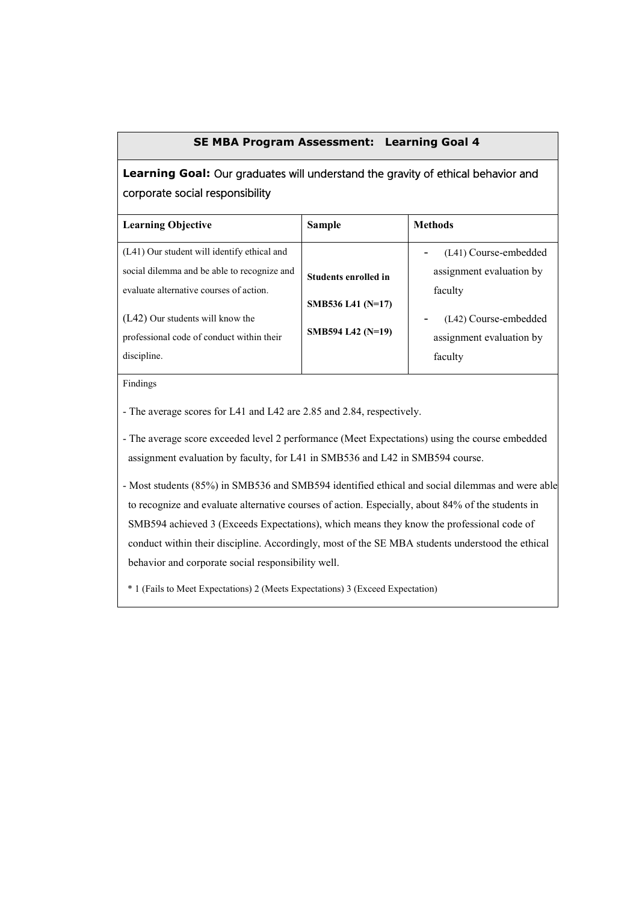## SE MBA Program Assessment: Learning Goal 4

**Learning Goal:** Our graduates will understand the gravity of ethical behavior and corporate social responsibility

| **Learning Objective** | **Sample** | **Methods** |
|---|---|---|
| (L41) Our student will identify ethical and social dilemma and be able to recognize and evaluate alternative courses of action.<br><br>(L42) Our students will know the professional code of conduct within their discipline. | **Students enrolled in**<br><br>**SMB536 L41 (N=17)**<br><br>**SMB594 L42 (N=19)** | - (L41) Course-embedded assignment evaluation by faculty<br>- (L42) Course-embedded assignment evaluation by faculty |

Findings

- The average scores for L41 and L42 are 2.85 and 2.84, respectively.
- The average score exceeded level 2 performance (Meet Expectations) using the course embedded assignment evaluation by faculty, for L41 in SMB536 and L42 in SMB594 course.
- Most students (85%) in SMB536 and SMB594 identified ethical and social dilemmas and were able to recognize and evaluate alternative courses of action. Especially, about 84% of the students in SMB594 achieved 3 (Exceeds Expectations), which means they know the professional code of conduct within their discipline. Accordingly, most of the SE MBA students understood the ethical behavior and corporate social responsibility well.

\* 1 (Fails to Meet Expectations) 2 (Meets Expectations) 3 (Exceed Expectation)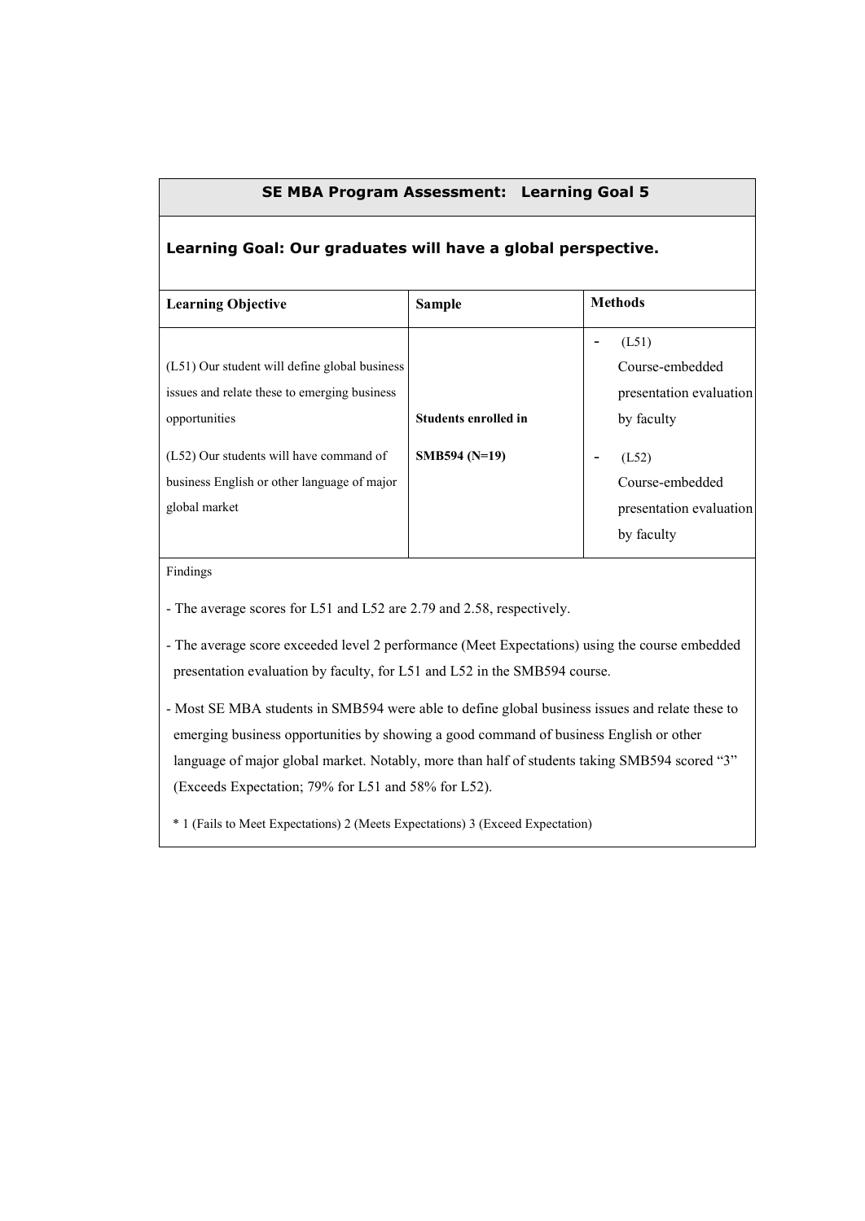## SE MBA Program Assessment: Learning Goal 5

### Learning Goal: Our graduates will have a global perspective.

| Learning Objective | Sample | Methods |
|---|---|---|
| (L51) Our student will define global business issues and relate these to emerging business opportunities<br><br>(L52) Our students will have command of business English or other language of major global market | **Students enrolled in SMB594 (N=19)** | - (L51) Course-embedded presentation evaluation by faculty<br><br>- (L52) Course-embedded presentation evaluation by faculty |

Findings

- The average scores for L51 and L52 are 2.79 and 2.58, respectively.
- The average score exceeded level 2 performance (Meet Expectations) using the course embedded presentation evaluation by faculty, for L51 and L52 in the SMB594 course.
- Most SE MBA students in SMB594 were able to define global business issues and relate these to emerging business opportunities by showing a good command of business English or other language of major global market. Notably, more than half of students taking SMB594 scored "3" (Exceeds Expectation; 79% for L51 and 58% for L52).

\* 1 (Fails to Meet Expectations) 2 (Meets Expectations) 3 (Exceed Expectation)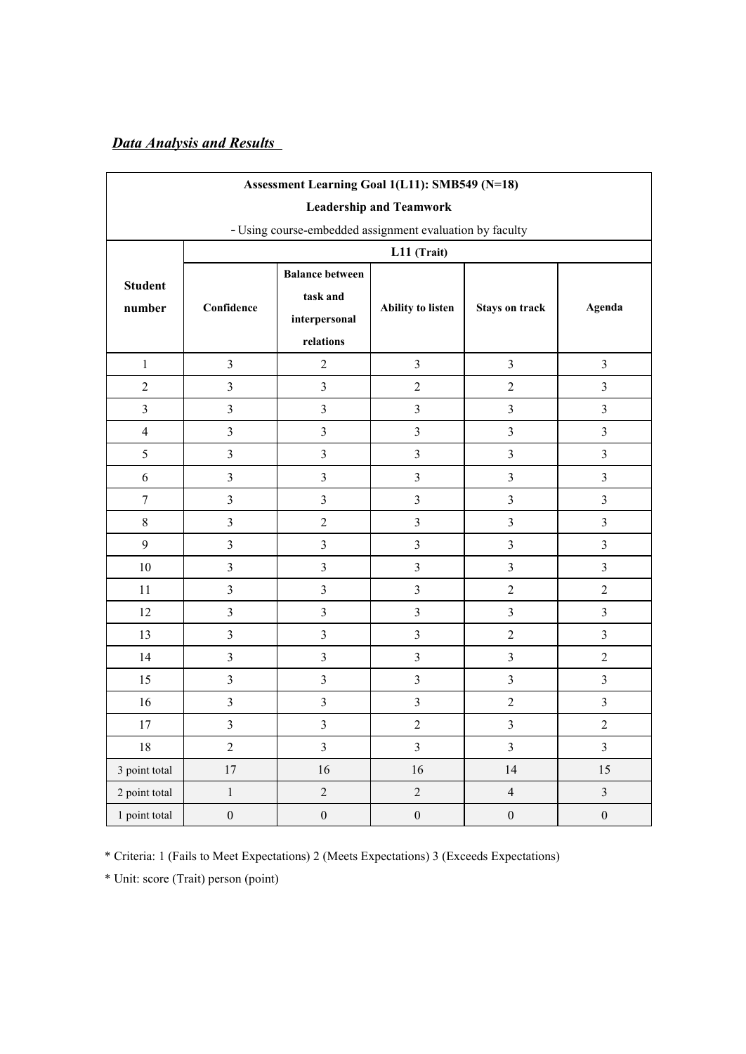***Data Analysis and Results***

| Assessment Learning Goal 1(L11): SMB549 (N=18)<br>Leadership and Teamwork<br>- Using course-embedded assignment evaluation by faculty | | | | | |
|---|---|---|---|---|---|
| | L11 (Trait) | | | | |
| **Student number** | **Confidence** | **Balance between task and interpersonal relations** | **Ability to listen** | **Stays on track** | **Agenda** |
| 1 | 3 | 2 | 3 | 3 | 3 |
| 2 | 3 | 3 | 2 | 2 | 3 |
| 3 | 3 | 3 | 3 | 3 | 3 |
| 4 | 3 | 3 | 3 | 3 | 3 |
| 5 | 3 | 3 | 3 | 3 | 3 |
| 6 | 3 | 3 | 3 | 3 | 3 |
| 7 | 3 | 3 | 3 | 3 | 3 |
| 8 | 3 | 2 | 3 | 3 | 3 |
| 9 | 3 | 3 | 3 | 3 | 3 |
| 10 | 3 | 3 | 3 | 3 | 3 |
| 11 | 3 | 3 | 3 | 2 | 2 |
| 12 | 3 | 3 | 3 | 3 | 3 |
| 13 | 3 | 3 | 3 | 2 | 3 |
| 14 | 3 | 3 | 3 | 3 | 2 |
| 15 | 3 | 3 | 3 | 3 | 3 |
| 16 | 3 | 3 | 3 | 2 | 3 |
| 17 | 3 | 3 | 2 | 3 | 2 |
| 18 | 2 | 3 | 3 | 3 | 3 |
| 3 point total | 17 | 16 | 16 | 14 | 15 |
| 2 point total | 1 | 2 | 2 | 4 | 3 |
| 1 point total | 0 | 0 | 0 | 0 | 0 |

* Criteria: 1 (Fails to Meet Expectations) 2 (Meets Expectations) 3 (Exceeds Expectations)

* Unit: score (Trait) person (point)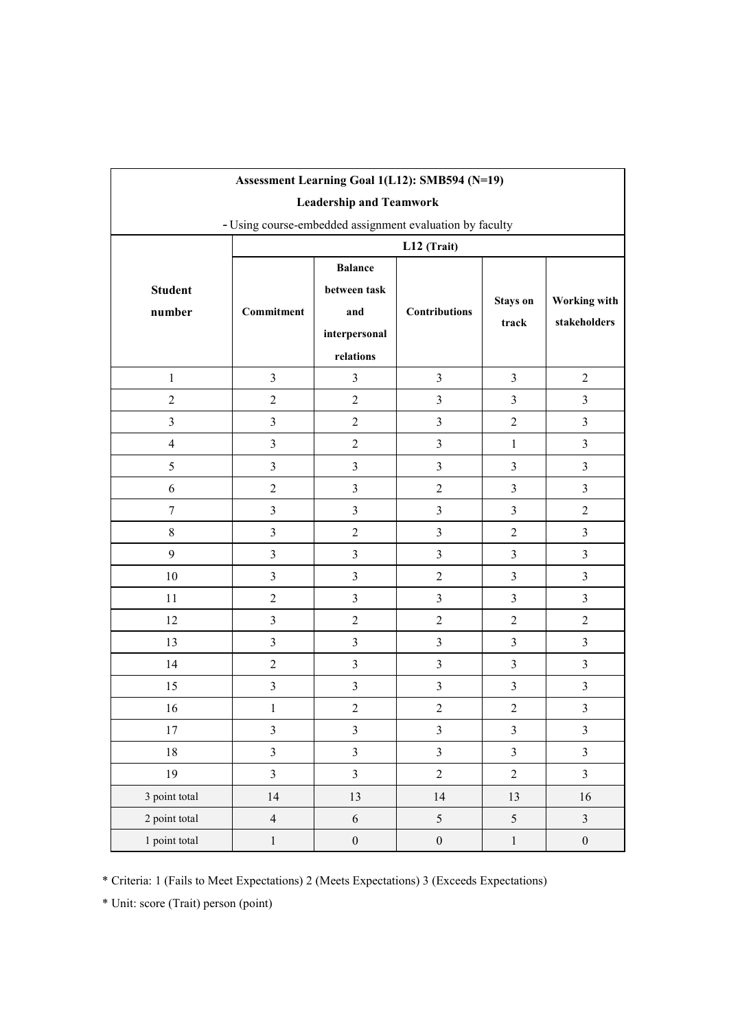| Assessment Learning Goal 1(L12): SMB594 (N=19)<br>Leadership and Teamwork<br>- Using course-embedded assignment evaluation by faculty | | | | | |
|---|---|---|---|---|---|
| **Student number** | **L12 (Trait)** | | | | |
| | **Commitment** | **Balance between task and interpersonal relations** | **Contributions** | **Stays on track** | **Working with stakeholders** |
| 1 | 3 | 3 | 3 | 3 | 2 |
| 2 | 2 | 2 | 3 | 3 | 3 |
| 3 | 3 | 2 | 3 | 2 | 3 |
| 4 | 3 | 2 | 3 | 1 | 3 |
| 5 | 3 | 3 | 3 | 3 | 3 |
| 6 | 2 | 3 | 2 | 3 | 3 |
| 7 | 3 | 3 | 3 | 3 | 2 |
| 8 | 3 | 2 | 3 | 2 | 3 |
| 9 | 3 | 3 | 3 | 3 | 3 |
| 10 | 3 | 3 | 2 | 3 | 3 |
| 11 | 2 | 3 | 3 | 3 | 3 |
| 12 | 3 | 2 | 2 | 2 | 2 |
| 13 | 3 | 3 | 3 | 3 | 3 |
| 14 | 2 | 3 | 3 | 3 | 3 |
| 15 | 3 | 3 | 3 | 3 | 3 |
| 16 | 1 | 2 | 2 | 2 | 3 |
| 17 | 3 | 3 | 3 | 3 | 3 |
| 18 | 3 | 3 | 3 | 3 | 3 |
| 19 | 3 | 3 | 2 | 2 | 3 |
| 3 point total | 14 | 13 | 14 | 13 | 16 |
| 2 point total | 4 | 6 | 5 | 5 | 3 |
| 1 point total | 1 | 0 | 0 | 1 | 0 |

* Criteria: 1 (Fails to Meet Expectations) 2 (Meets Expectations) 3 (Exceeds Expectations)

* Unit: score (Trait) person (point)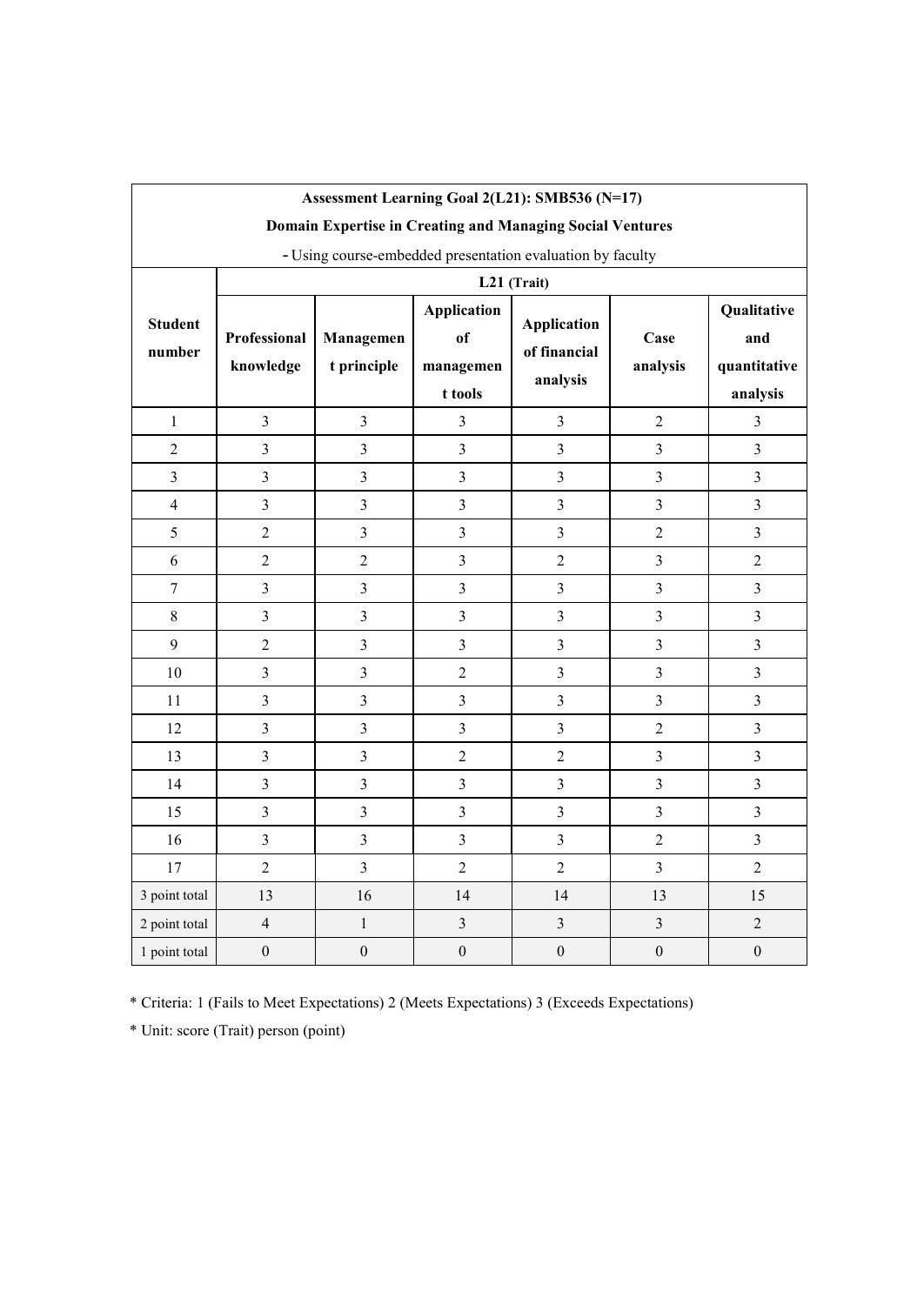| Assessment Learning Goal 2(L21): SMB536 (N=17)<br>Domain Expertise in Creating and Managing Social Ventures<br>- Using course-embedded presentation evaluation by faculty | | | | | | |
|---|---|---|---|---|---|---|
| Student number | L21 (Trait) | | | | | |
| | Professional knowledge | Management principle | Application of management tools | Application of financial analysis | Case analysis | Qualitative and quantitative analysis |
| 1 | 3 | 3 | 3 | 3 | 2 | 3 |
| 2 | 3 | 3 | 3 | 3 | 3 | 3 |
| 3 | 3 | 3 | 3 | 3 | 3 | 3 |
| 4 | 3 | 3 | 3 | 3 | 3 | 3 |
| 5 | 2 | 3 | 3 | 3 | 2 | 3 |
| 6 | 2 | 2 | 3 | 2 | 3 | 2 |
| 7 | 3 | 3 | 3 | 3 | 3 | 3 |
| 8 | 3 | 3 | 3 | 3 | 3 | 3 |
| 9 | 2 | 3 | 3 | 3 | 3 | 3 |
| 10 | 3 | 3 | 2 | 3 | 3 | 3 |
| 11 | 3 | 3 | 3 | 3 | 3 | 3 |
| 12 | 3 | 3 | 3 | 3 | 2 | 3 |
| 13 | 3 | 3 | 2 | 2 | 3 | 3 |
| 14 | 3 | 3 | 3 | 3 | 3 | 3 |
| 15 | 3 | 3 | 3 | 3 | 3 | 3 |
| 16 | 3 | 3 | 3 | 3 | 2 | 3 |
| 17 | 2 | 3 | 2 | 2 | 3 | 2 |
| 3 point total | 13 | 16 | 14 | 14 | 13 | 15 |
| 2 point total | 4 | 1 | 3 | 3 | 3 | 2 |
| 1 point total | 0 | 0 | 0 | 0 | 0 | 0 |

* Criteria: 1 (Fails to Meet Expectations) 2 (Meets Expectations) 3 (Exceeds Expectations)

* Unit: score (Trait) person (point)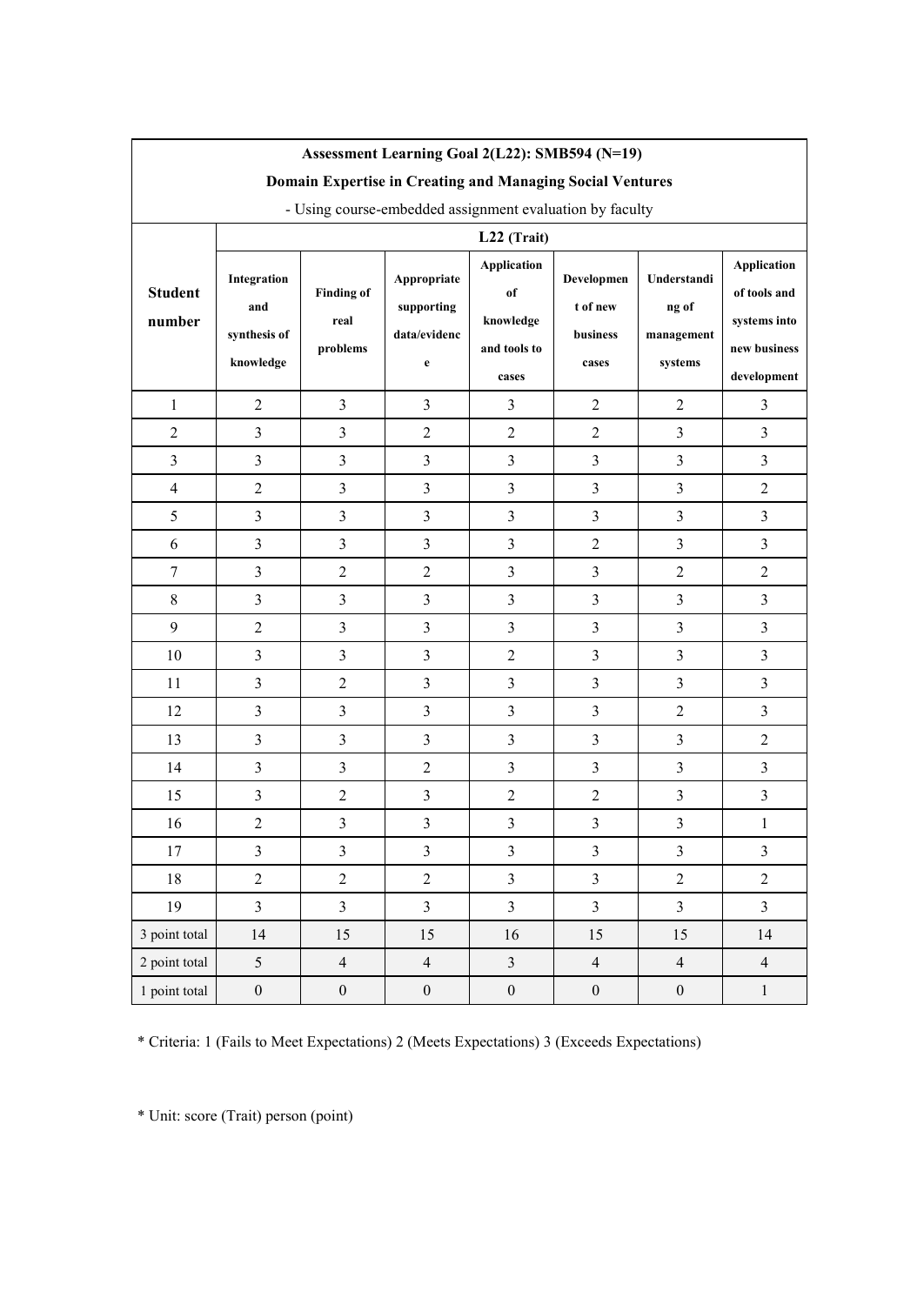| Assessment Learning Goal 2(L22): SMB594 (N=19) | | | | | | | |
|---|---|---|---|---|---|---|---|
| **Domain Expertise in Creating and Managing Social Ventures** | | | | | | | |
| - Using course-embedded assignment evaluation by faculty | | | | | | | |
| **Student number** | **L22 (Trait)** | | | | | | |
| | **Integration and synthesis of knowledge** | **Finding of real problems** | **Appropriate supporting data/evidence** | **Application of knowledge and tools to cases** | **Development of new business cases** | **Understanding of management systems** | **Application of tools and systems into new business development** |
| 1 | 2 | 3 | 3 | 3 | 2 | 2 | 3 |
| 2 | 3 | 3 | 2 | 2 | 2 | 3 | 3 |
| 3 | 3 | 3 | 3 | 3 | 3 | 3 | 3 |
| 4 | 2 | 3 | 3 | 3 | 3 | 3 | 2 |
| 5 | 3 | 3 | 3 | 3 | 3 | 3 | 3 |
| 6 | 3 | 3 | 3 | 3 | 2 | 3 | 3 |
| 7 | 3 | 2 | 2 | 3 | 3 | 2 | 2 |
| 8 | 3 | 3 | 3 | 3 | 3 | 3 | 3 |
| 9 | 2 | 3 | 3 | 3 | 3 | 3 | 3 |
| 10 | 3 | 3 | 3 | 2 | 3 | 3 | 3 |
| 11 | 3 | 2 | 3 | 3 | 3 | 3 | 3 |
| 12 | 3 | 3 | 3 | 3 | 3 | 2 | 3 |
| 13 | 3 | 3 | 3 | 3 | 3 | 3 | 2 |
| 14 | 3 | 3 | 2 | 3 | 3 | 3 | 3 |
| 15 | 3 | 2 | 3 | 2 | 2 | 3 | 3 |
| 16 | 2 | 3 | 3 | 3 | 3 | 3 | 1 |
| 17 | 3 | 3 | 3 | 3 | 3 | 3 | 3 |
| 18 | 2 | 2 | 2 | 3 | 3 | 2 | 2 |
| 19 | 3 | 3 | 3 | 3 | 3 | 3 | 3 |
| 3 point total | 14 | 15 | 15 | 16 | 15 | 15 | 14 |
| 2 point total | 5 | 4 | 4 | 3 | 4 | 4 | 4 |
| 1 point total | 0 | 0 | 0 | 0 | 0 | 0 | 1 |

* Criteria: 1 (Fails to Meet Expectations) 2 (Meets Expectations) 3 (Exceeds Expectations)

* Unit: score (Trait) person (point)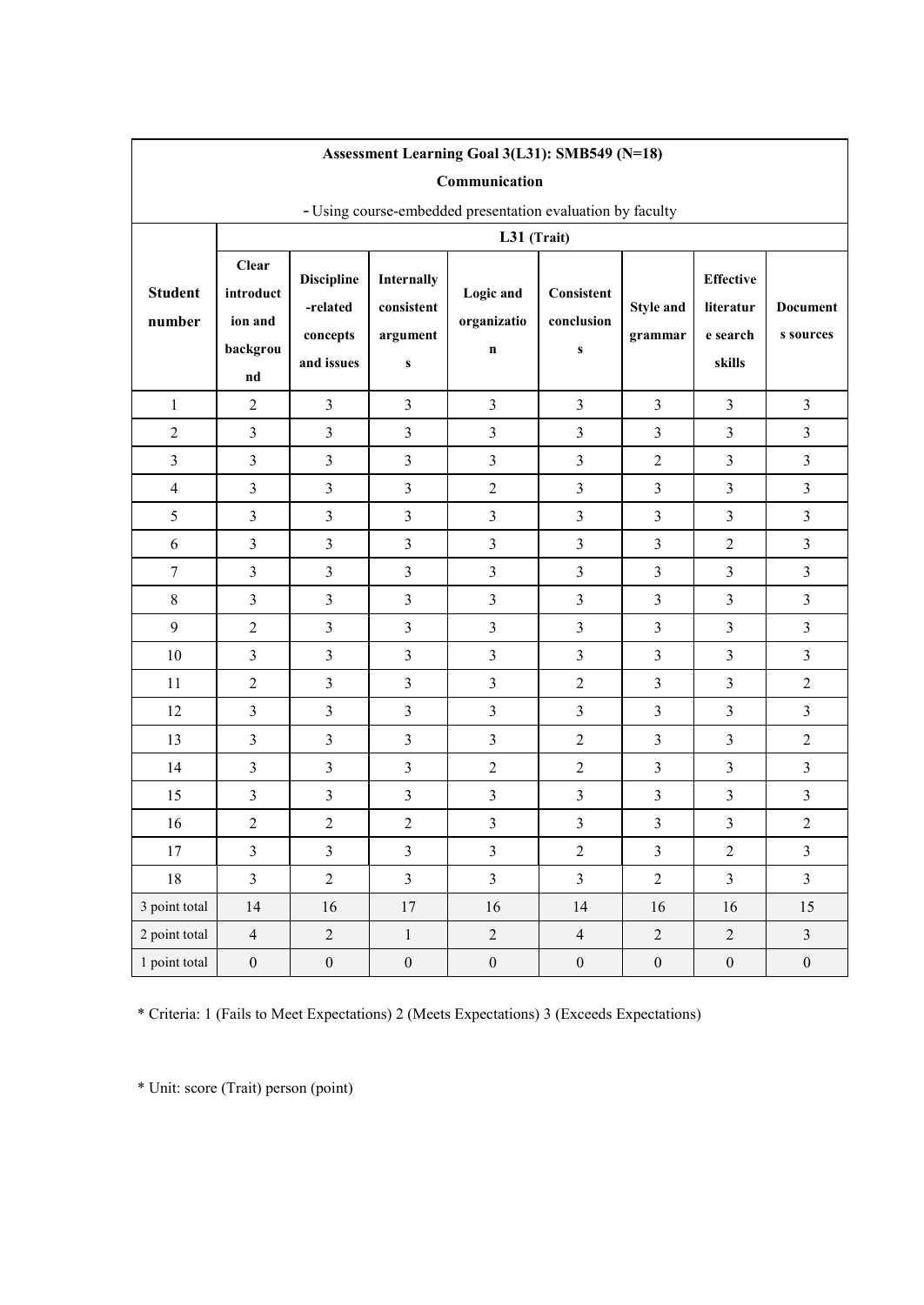| Assessment Learning Goal 3(L31): SMB549 (N=18) Communication - Using course-embedded presentation evaluation by faculty | | | | | | | | |
|---|---|---|---|---|---|---|---|---|
| Student number | L31 (Trait) | | | | | | | |
| | Clear introduction and background | Discipline-related concepts and issues | Internally consistent arguments | Logic and organization | Consistent conclusions | Style and grammar | Effective literature search skills | Documents sources |
| 1 | 2 | 3 | 3 | 3 | 3 | 3 | 3 | 3 |
| 2 | 3 | 3 | 3 | 3 | 3 | 3 | 3 | 3 |
| 3 | 3 | 3 | 3 | 3 | 3 | 2 | 3 | 3 |
| 4 | 3 | 3 | 3 | 2 | 3 | 3 | 3 | 3 |
| 5 | 3 | 3 | 3 | 3 | 3 | 3 | 3 | 3 |
| 6 | 3 | 3 | 3 | 3 | 3 | 3 | 2 | 3 |
| 7 | 3 | 3 | 3 | 3 | 3 | 3 | 3 | 3 |
| 8 | 3 | 3 | 3 | 3 | 3 | 3 | 3 | 3 |
| 9 | 2 | 3 | 3 | 3 | 3 | 3 | 3 | 3 |
| 10 | 3 | 3 | 3 | 3 | 3 | 3 | 3 | 3 |
| 11 | 2 | 3 | 3 | 3 | 2 | 3 | 3 | 2 |
| 12 | 3 | 3 | 3 | 3 | 3 | 3 | 3 | 3 |
| 13 | 3 | 3 | 3 | 3 | 2 | 3 | 3 | 2 |
| 14 | 3 | 3 | 3 | 2 | 2 | 3 | 3 | 3 |
| 15 | 3 | 3 | 3 | 3 | 3 | 3 | 3 | 3 |
| 16 | 2 | 2 | 2 | 3 | 3 | 3 | 3 | 2 |
| 17 | 3 | 3 | 3 | 3 | 2 | 3 | 2 | 3 |
| 18 | 3 | 2 | 3 | 3 | 3 | 2 | 3 | 3 |
| 3 point total | 14 | 16 | 17 | 16 | 14 | 16 | 16 | 15 |
| 2 point total | 4 | 2 | 1 | 2 | 4 | 2 | 2 | 3 |
| 1 point total | 0 | 0 | 0 | 0 | 0 | 0 | 0 | 0 |

* Criteria: 1 (Fails to Meet Expectations) 2 (Meets Expectations) 3 (Exceeds Expectations)

* Unit: score (Trait) person (point)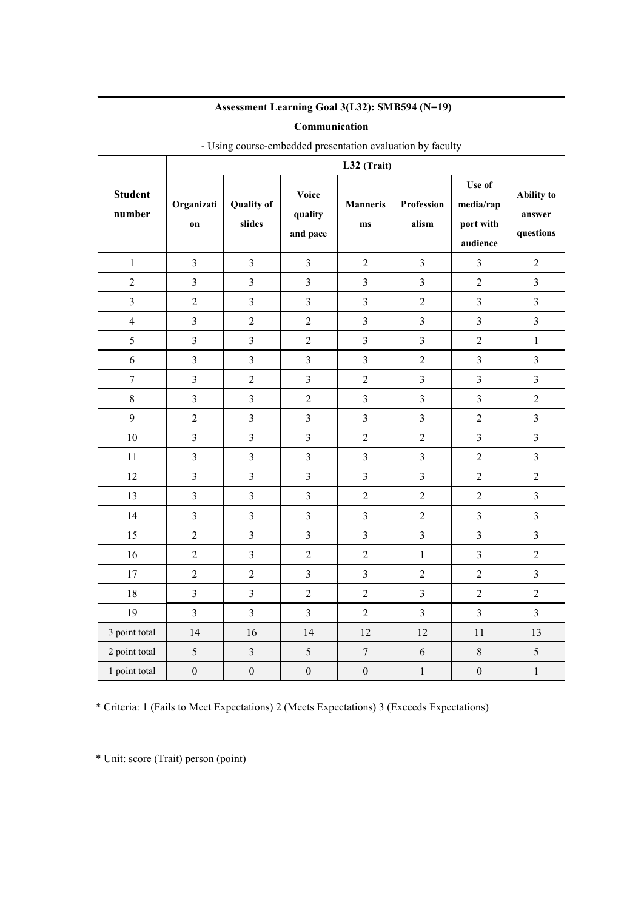| Assessment Learning Goal 3(L32): SMB594 (N=19) | | | | | | | |
|---|---|---|---|---|---|---|---|
| **Communication** | | | | | | | |
| - Using course-embedded presentation evaluation by faculty | | | | | | | |
| **Student number** | **L32 (Trait)** | | | | | | |
| | **Organization** | **Quality of slides** | **Voice quality and pace** | **Mannerisms** | **Professionalism** | **Use of media/rapport with audience** | **Ability to answer questions** |
| 1 | 3 | 3 | 3 | 2 | 3 | 3 | 2 |
| 2 | 3 | 3 | 3 | 3 | 3 | 2 | 3 |
| 3 | 2 | 3 | 3 | 3 | 2 | 3 | 3 |
| 4 | 3 | 2 | 2 | 3 | 3 | 3 | 3 |
| 5 | 3 | 3 | 2 | 3 | 3 | 2 | 1 |
| 6 | 3 | 3 | 3 | 3 | 2 | 3 | 3 |
| 7 | 3 | 2 | 3 | 2 | 3 | 3 | 3 |
| 8 | 3 | 3 | 2 | 3 | 3 | 3 | 2 |
| 9 | 2 | 3 | 3 | 3 | 3 | 2 | 3 |
| 10 | 3 | 3 | 3 | 2 | 2 | 3 | 3 |
| 11 | 3 | 3 | 3 | 3 | 3 | 2 | 3 |
| 12 | 3 | 3 | 3 | 3 | 3 | 2 | 2 |
| 13 | 3 | 3 | 3 | 2 | 2 | 2 | 3 |
| 14 | 3 | 3 | 3 | 3 | 2 | 3 | 3 |
| 15 | 2 | 3 | 3 | 3 | 3 | 3 | 3 |
| 16 | 2 | 3 | 2 | 2 | 1 | 3 | 2 |
| 17 | 2 | 2 | 3 | 3 | 2 | 2 | 3 |
| 18 | 3 | 3 | 2 | 2 | 3 | 2 | 2 |
| 19 | 3 | 3 | 3 | 2 | 3 | 3 | 3 |
| 3 point total | 14 | 16 | 14 | 12 | 12 | 11 | 13 |
| 2 point total | 5 | 3 | 5 | 7 | 6 | 8 | 5 |
| 1 point total | 0 | 0 | 0 | 0 | 1 | 0 | 1 |

* Criteria: 1 (Fails to Meet Expectations) 2 (Meets Expectations) 3 (Exceeds Expectations)

* Unit: score (Trait) person (point)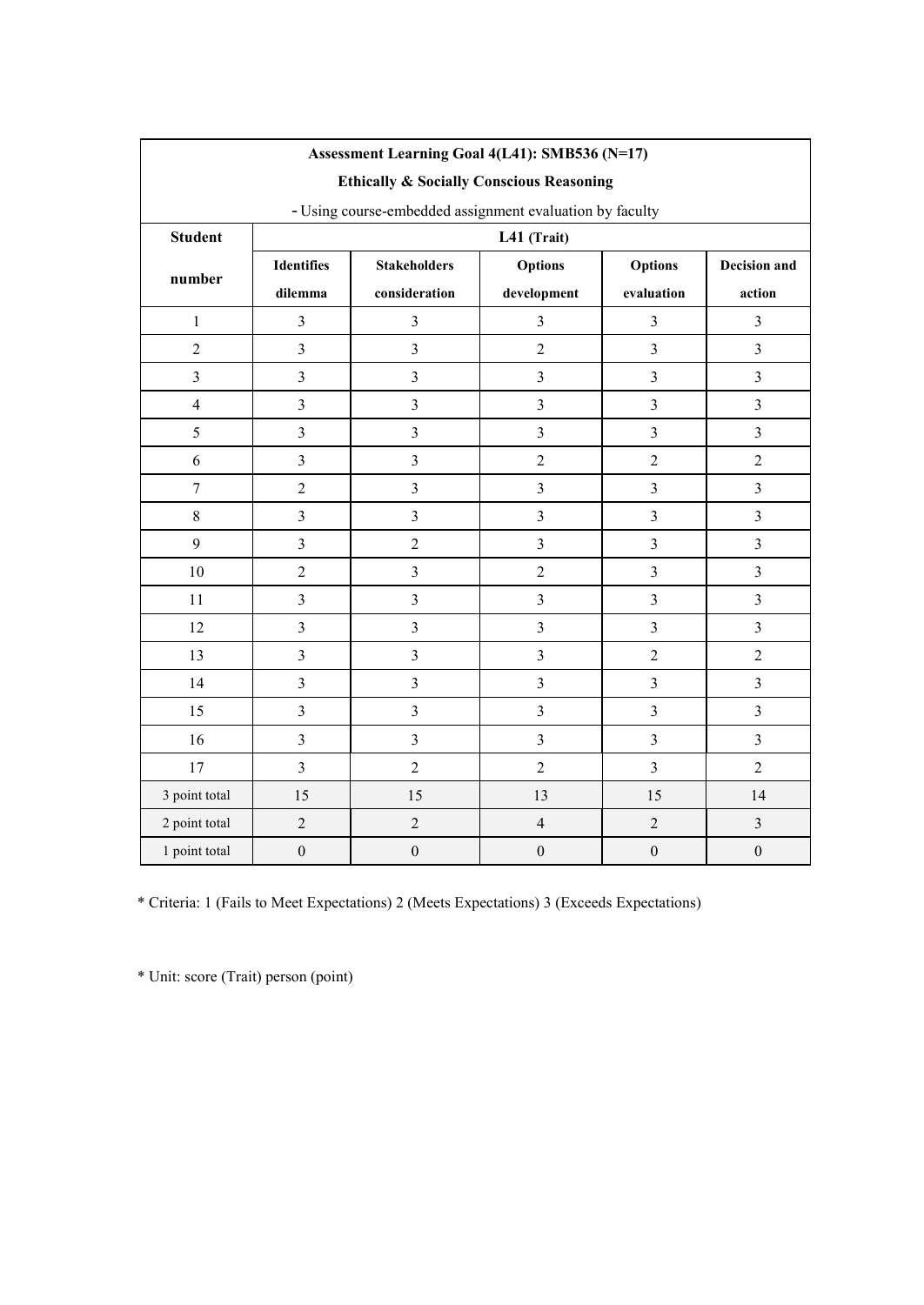| Assessment Learning Goal 4(L41): SMB536 (N=17)<br>Ethically & Socially Conscious Reasoning<br>- Using course-embedded assignment evaluation by faculty | | | | | |
|---|---|---|---|---|---|
| **Student number** | **L41 (Trait)** | | | | |
| | **Identifies dilemma** | **Stakeholders consideration** | **Options development** | **Options evaluation** | **Decision and action** |
| 1 | 3 | 3 | 3 | 3 | 3 |
| 2 | 3 | 3 | 2 | 3 | 3 |
| 3 | 3 | 3 | 3 | 3 | 3 |
| 4 | 3 | 3 | 3 | 3 | 3 |
| 5 | 3 | 3 | 3 | 3 | 3 |
| 6 | 3 | 3 | 2 | 2 | 2 |
| 7 | 2 | 3 | 3 | 3 | 3 |
| 8 | 3 | 3 | 3 | 3 | 3 |
| 9 | 3 | 2 | 3 | 3 | 3 |
| 10 | 2 | 3 | 2 | 3 | 3 |
| 11 | 3 | 3 | 3 | 3 | 3 |
| 12 | 3 | 3 | 3 | 3 | 3 |
| 13 | 3 | 3 | 3 | 2 | 2 |
| 14 | 3 | 3 | 3 | 3 | 3 |
| 15 | 3 | 3 | 3 | 3 | 3 |
| 16 | 3 | 3 | 3 | 3 | 3 |
| 17 | 3 | 2 | 2 | 3 | 2 |
| 3 point total | 15 | 15 | 13 | 15 | 14 |
| 2 point total | 2 | 2 | 4 | 2 | 3 |
| 1 point total | 0 | 0 | 0 | 0 | 0 |

* Criteria: 1 (Fails to Meet Expectations) 2 (Meets Expectations) 3 (Exceeds Expectations)

* Unit: score (Trait) person (point)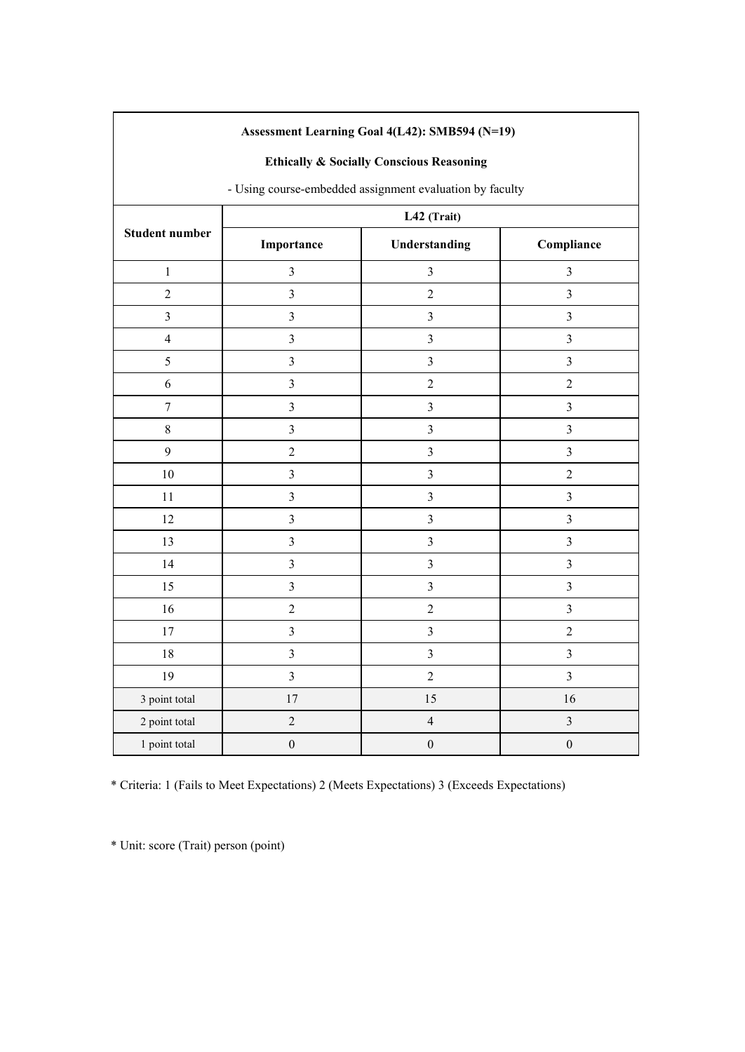| Assessment Learning Goal 4(L42): SMB594 (N=19)<br>Ethically & Socially Conscious Reasoning<br>- Using course-embedded assignment evaluation by faculty | | | |
|---|---|---|---|
| Student number | L42 (Trait) | | |
| | Importance | Understanding | Compliance |
| 1 | 3 | 3 | 3 |
| 2 | 3 | 2 | 3 |
| 3 | 3 | 3 | 3 |
| 4 | 3 | 3 | 3 |
| 5 | 3 | 3 | 3 |
| 6 | 3 | 2 | 2 |
| 7 | 3 | 3 | 3 |
| 8 | 3 | 3 | 3 |
| 9 | 2 | 3 | 3 |
| 10 | 3 | 3 | 2 |
| 11 | 3 | 3 | 3 |
| 12 | 3 | 3 | 3 |
| 13 | 3 | 3 | 3 |
| 14 | 3 | 3 | 3 |
| 15 | 3 | 3 | 3 |
| 16 | 2 | 2 | 3 |
| 17 | 3 | 3 | 2 |
| 18 | 3 | 3 | 3 |
| 19 | 3 | 2 | 3 |
| 3 point total | 17 | 15 | 16 |
| 2 point total | 2 | 4 | 3 |
| 1 point total | 0 | 0 | 0 |

* Criteria: 1 (Fails to Meet Expectations) 2 (Meets Expectations) 3 (Exceeds Expectations)

* Unit: score (Trait) person (point)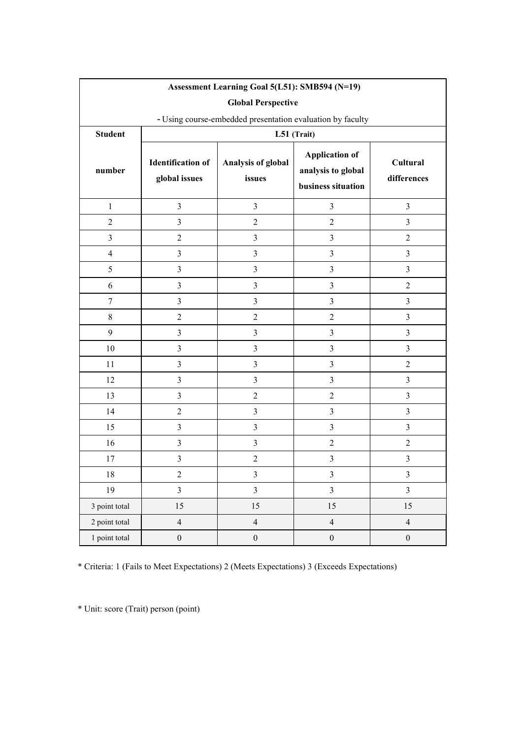| Assessment Learning Goal 5(L51): SMB594 (N=19)<br>Global Perspective<br>- Using course-embedded presentation evaluation by faculty | | | | |
|---|---|---|---|---|
| **Student** | **L51 (Trait)** | | | |
| **number** | **Identification of global issues** | **Analysis of global issues** | **Application of analysis to global business situation** | **Cultural differences** |
| 1 | 3 | 3 | 3 | 3 |
| 2 | 3 | 2 | 2 | 3 |
| 3 | 2 | 3 | 3 | 2 |
| 4 | 3 | 3 | 3 | 3 |
| 5 | 3 | 3 | 3 | 3 |
| 6 | 3 | 3 | 3 | 2 |
| 7 | 3 | 3 | 3 | 3 |
| 8 | 2 | 2 | 2 | 3 |
| 9 | 3 | 3 | 3 | 3 |
| 10 | 3 | 3 | 3 | 3 |
| 11 | 3 | 3 | 3 | 2 |
| 12 | 3 | 3 | 3 | 3 |
| 13 | 3 | 2 | 2 | 3 |
| 14 | 2 | 3 | 3 | 3 |
| 15 | 3 | 3 | 3 | 3 |
| 16 | 3 | 3 | 2 | 2 |
| 17 | 3 | 2 | 3 | 3 |
| 18 | 2 | 3 | 3 | 3 |
| 19 | 3 | 3 | 3 | 3 |
| 3 point total | 15 | 15 | 15 | 15 |
| 2 point total | 4 | 4 | 4 | 4 |
| 1 point total | 0 | 0 | 0 | 0 |

* Criteria: 1 (Fails to Meet Expectations) 2 (Meets Expectations) 3 (Exceeds Expectations)

* Unit: score (Trait) person (point)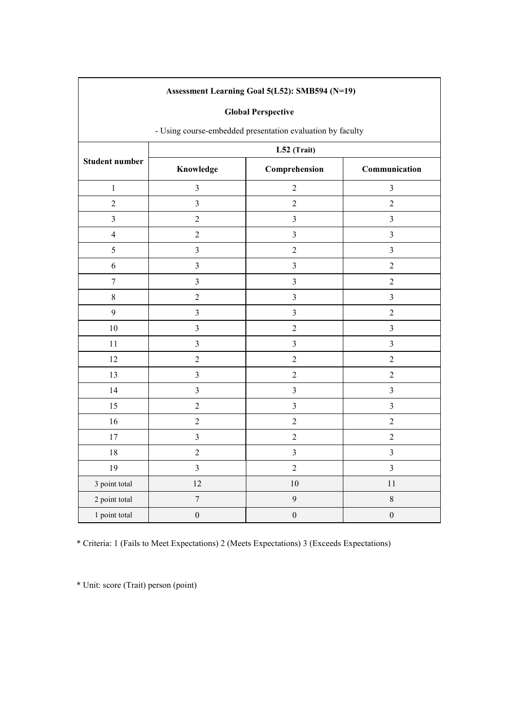| Assessment Learning Goal 5(L52): SMB594 (N=19) | | | |
|---|---|---|---|
| **Global Perspective** | | | |
| - Using course-embedded presentation evaluation by faculty | | | |
| **Student number** | **L52 (Trait)** | | |
| | **Knowledge** | **Comprehension** | **Communication** |
| 1 | 3 | 2 | 3 |
| 2 | 3 | 2 | 2 |
| 3 | 2 | 3 | 3 |
| 4 | 2 | 3 | 3 |
| 5 | 3 | 2 | 3 |
| 6 | 3 | 3 | 2 |
| 7 | 3 | 3 | 2 |
| 8 | 2 | 3 | 3 |
| 9 | 3 | 3 | 2 |
| 10 | 3 | 2 | 3 |
| 11 | 3 | 3 | 3 |
| 12 | 2 | 2 | 2 |
| 13 | 3 | 2 | 2 |
| 14 | 3 | 3 | 3 |
| 15 | 2 | 3 | 3 |
| 16 | 2 | 2 | 2 |
| 17 | 3 | 2 | 2 |
| 18 | 2 | 3 | 3 |
| 19 | 3 | 2 | 3 |
| 3 point total | 12 | 10 | 11 |
| 2 point total | 7 | 9 | 8 |
| 1 point total | 0 | 0 | 0 |

* Criteria: 1 (Fails to Meet Expectations) 2 (Meets Expectations) 3 (Exceeds Expectations)

* Unit: score (Trait) person (point)